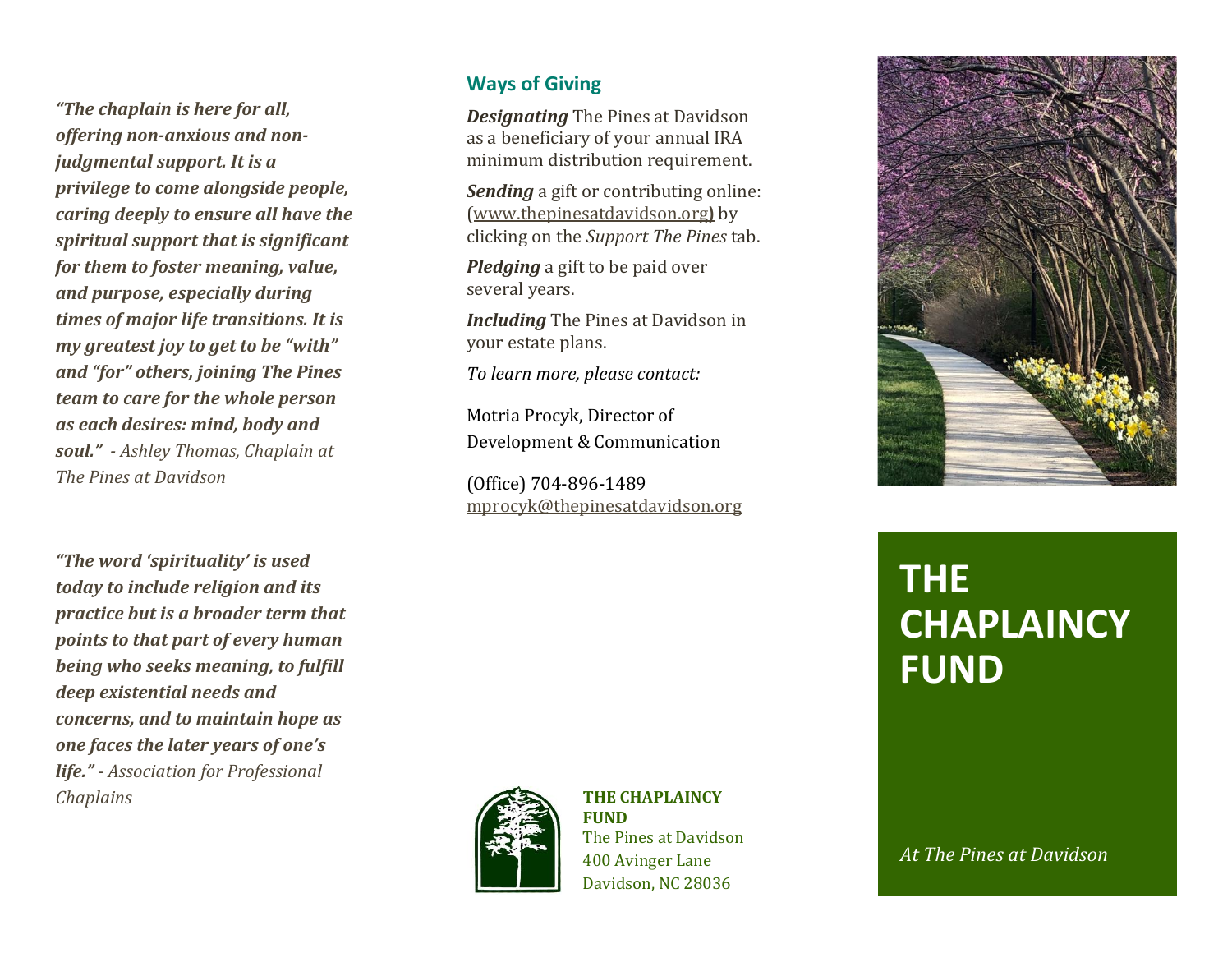*"The chaplain is here for all, offering non-anxious and non-judgmental support. It is a privilege to come alongside people, caring deeply to ensure all have the spiritual support that is significant for them to foster meaning, value, and purpose, especially during times of major life transitions. It is my greatest joy to get to be "with" and "for" others, joining The Pines team to care for the whole person as each desires: mind, body and soul."* - *Ashley Thomas, Chaplain at The Pines at Davidson*

*"The word 'spirituality' is used today to include religion and its practice but is a broader term that points to that part of every human being who seeks meaning, to fulfill deep existential needs and concerns, and to maintain hope as one faces the later years of one's life."* - *Association for Professional Chaplains*

## Ways of Giving

***Designating*** The Pines at Davidson as a beneficiary of your annual IRA minimum distribution requirement.

***Sending*** a gift or contributing online: (www.thepinesatdavidson.org) by clicking on the *Support The Pines* tab.

***Pledging*** a gift to be paid over several years.

***Including*** The Pines at Davidson in your estate plans.

*To learn more, please contact:*

Motria Procyk, Director of Development & Communication

(Office) 704-896-1489
mprocyk@thepinesatdavidson.org

**THE CHAPLAINCY FUND**
The Pines at Davidson
400 Avinger Lane
Davidson, NC 28036

# THE CHAPLAINCY FUND

*At The Pines at Davidson*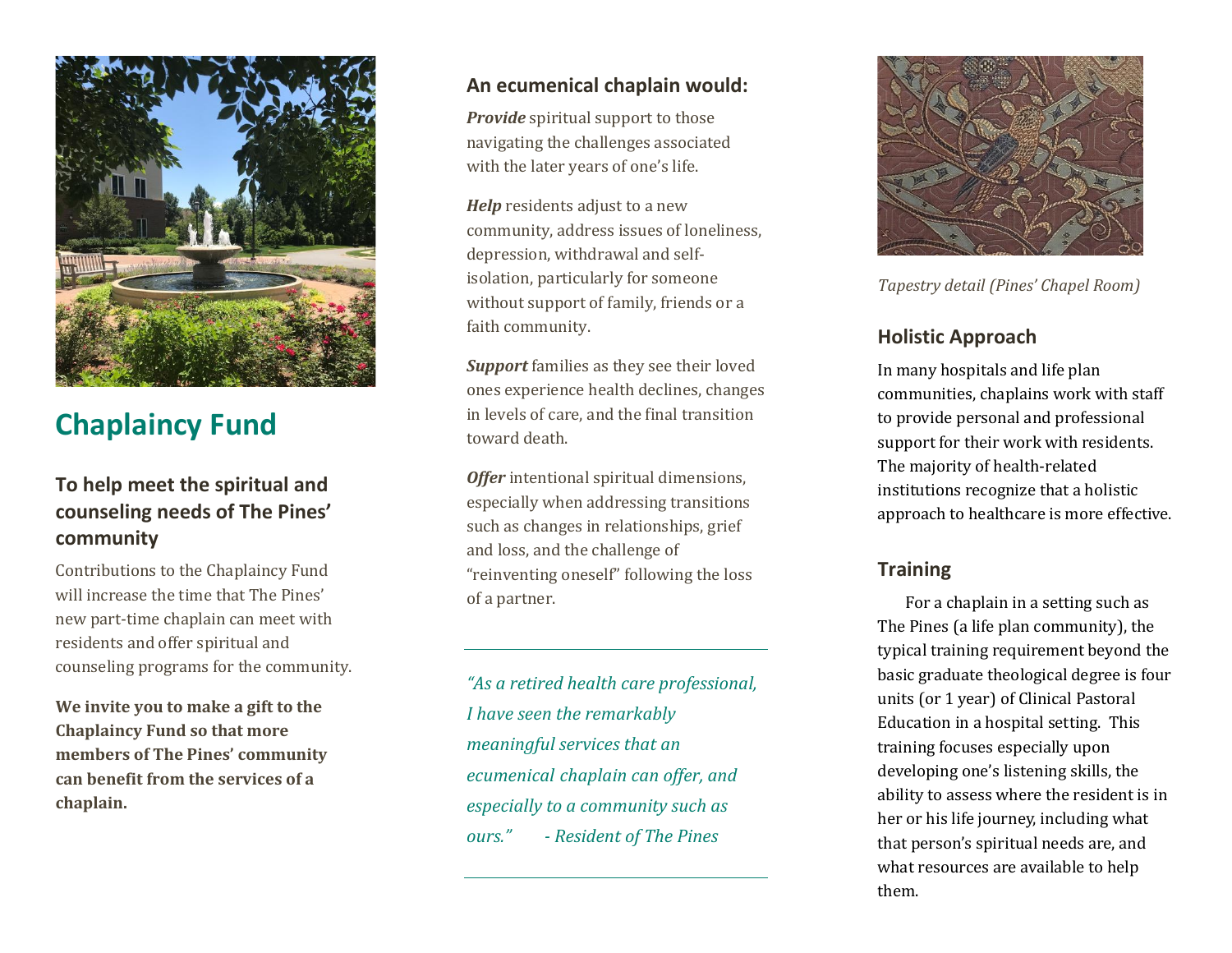# Chaplaincy Fund

### To help meet the spiritual and counseling needs of The Pines' community

Contributions to the Chaplaincy Fund will increase the time that The Pines' new part-time chaplain can meet with residents and offer spiritual and counseling programs for the community.

**We invite you to make a gift to the Chaplaincy Fund so that more members of The Pines' community can benefit from the services of a chaplain.**

### An ecumenical chaplain would:

***Provide*** spiritual support to those navigating the challenges associated with the later years of one's life.

***Help*** residents adjust to a new community, address issues of loneliness, depression, withdrawal and self-isolation, particularly for someone without support of family, friends or a faith community.

***Support*** families as they see their loved ones experience health declines, changes in levels of care, and the final transition toward death.

***Offer*** intentional spiritual dimensions, especially when addressing transitions such as changes in relationships, grief and loss, and the challenge of "reinventing oneself" following the loss of a partner.

---

*"As a retired health care professional, I have seen the remarkably meaningful services that an ecumenical chaplain can offer, and especially to a community such as ours."        - Resident of The Pines*

---

*Tapestry detail (Pines' Chapel Room)*

### Holistic Approach

In many hospitals and life plan communities, chaplains work with staff to provide personal and professional support for their work with residents. The majority of health-related institutions recognize that a holistic approach to healthcare is more effective.

### Training

For a chaplain in a setting such as The Pines (a life plan community), the typical training requirement beyond the basic graduate theological degree is four units (or 1 year) of Clinical Pastoral Education in a hospital setting. This training focuses especially upon developing one's listening skills, the ability to assess where the resident is in her or his life journey, including what that person's spiritual needs are, and what resources are available to help them.